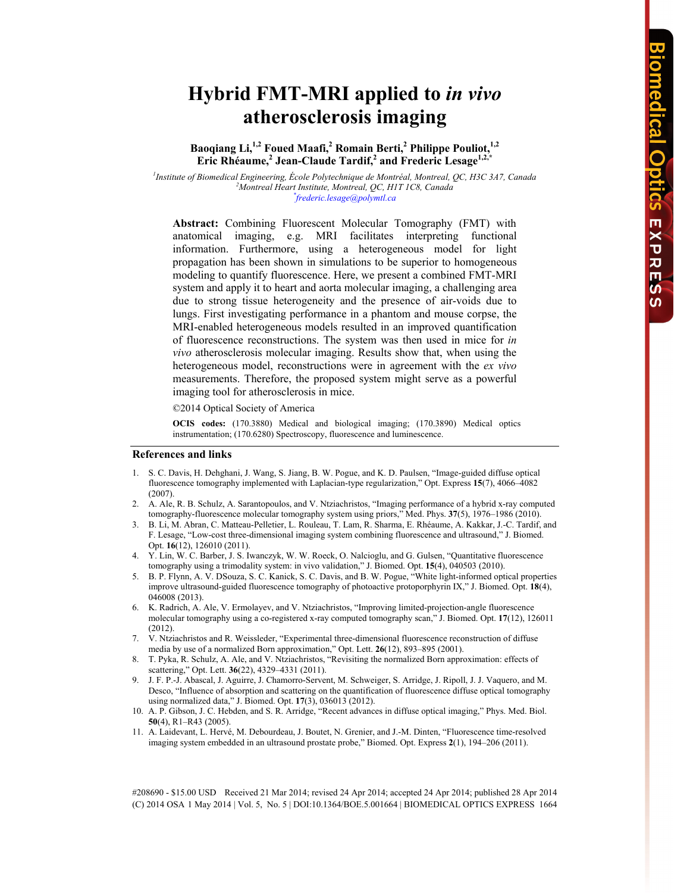# Hybrid FMT-MRI applied to *in vivo* atherosclerosis imaging

**Baoqiang Li,[1,2] Foued Maafi,[2] Romain Berti,[2] Philippe Pouliot,[1,2] Eric Rhéaume,[2] Jean-Claude Tardif,[2] and Frederic Lesage[1,2,*]**

[1]*Institute of Biomedical Engineering, École Polytechnique de Montréal, Montreal, QC, H3C 3A7, Canada*
[2]*Montreal Heart Institute, Montreal, QC, H1T 1C8, Canada*
[*]*frederic.lesage@polymtl.ca*

**Abstract:** Combining Fluorescent Molecular Tomography (FMT) with anatomical imaging, e.g. MRI facilitates interpreting functional information. Furthermore, using a heterogeneous model for light propagation has been shown in simulations to be superior to homogeneous modeling to quantify fluorescence. Here, we present a combined FMT-MRI system and apply it to heart and aorta molecular imaging, a challenging area due to strong tissue heterogeneity and the presence of air-voids due to lungs. First investigating performance in a phantom and mouse corpse, the MRI-enabled heterogeneous models resulted in an improved quantification of fluorescence reconstructions. The system was then used in mice for *in vivo* atherosclerosis molecular imaging. Results show that, when using the heterogeneous model, reconstructions were in agreement with the *ex vivo* measurements. Therefore, the proposed system might serve as a powerful imaging tool for atherosclerosis in mice.

©2014 Optical Society of America

**OCIS codes:** (170.3880) Medical and biological imaging; (170.3890) Medical optics instrumentation; (170.6280) Spectroscopy, fluorescence and luminescence.

## References and links

1. S. C. Davis, H. Dehghani, J. Wang, S. Jiang, B. W. Pogue, and K. D. Paulsen, "Image-guided diffuse optical fluorescence tomography implemented with Laplacian-type regularization," Opt. Express **15**(7), 4066–4082 (2007).
2. A. Ale, R. B. Schulz, A. Sarantopoulos, and V. Ntziachristos, "Imaging performance of a hybrid x-ray computed tomography-fluorescence molecular tomography system using priors," Med. Phys. **37**(5), 1976–1986 (2010).
3. B. Li, M. Abran, C. Matteau-Pelletier, L. Rouleau, T. Lam, R. Sharma, E. Rhéaume, A. Kakkar, J.-C. Tardif, and F. Lesage, "Low-cost three-dimensional imaging system combining fluorescence and ultrasound," J. Biomed. Opt. **16**(12), 126010 (2011).
4. Y. Lin, W. C. Barber, J. S. Iwanczyk, W. W. Roeck, O. Nalcioglu, and G. Gulsen, "Quantitative fluorescence tomography using a trimodality system: in vivo validation," J. Biomed. Opt. **15**(4), 040503 (2010).
5. B. P. Flynn, A. V. DSouza, S. C. Kanick, S. C. Davis, and B. W. Pogue, "White light-informed optical properties improve ultrasound-guided fluorescence tomography of photoactive protoporphyrin IX," J. Biomed. Opt. **18**(4), 046008 (2013).
6. K. Radrich, A. Ale, V. Ermolayev, and V. Ntziachristos, "Improving limited-projection-angle fluorescence molecular tomography using a co-registered x-ray computed tomography scan," J. Biomed. Opt. **17**(12), 126011 (2012).
7. V. Ntziachristos and R. Weissleder, "Experimental three-dimensional fluorescence reconstruction of diffuse media by use of a normalized Born approximation," Opt. Lett. **26**(12), 893–895 (2001).
8. T. Pyka, R. Schulz, A. Ale, and V. Ntziachristos, "Revisiting the normalized Born approximation: effects of scattering," Opt. Lett. **36**(22), 4329–4331 (2011).
9. J. F. P.-J. Abascal, J. Aguirre, J. Chamorro-Servent, M. Schweiger, S. Arridge, J. Ripoll, J. J. Vaquero, and M. Desco, "Influence of absorption and scattering on the quantification of fluorescence diffuse optical tomography using normalized data," J. Biomed. Opt. **17**(3), 036013 (2012).
10. A. P. Gibson, J. C. Hebden, and S. R. Arridge, "Recent advances in diffuse optical imaging," Phys. Med. Biol. **50**(4), R1–R43 (2005).
11. A. Laidevant, L. Hervé, M. Debourdeau, J. Boutet, N. Grenier, and J.-M. Dinten, "Fluorescence time-resolved imaging system embedded in an ultrasound prostate probe," Biomed. Opt. Express **2**(1), 194–206 (2011).

#208690 - $15.00 USD Received 21 Mar 2014; revised 24 Apr 2014; accepted 24 Apr 2014; published 28 Apr 2014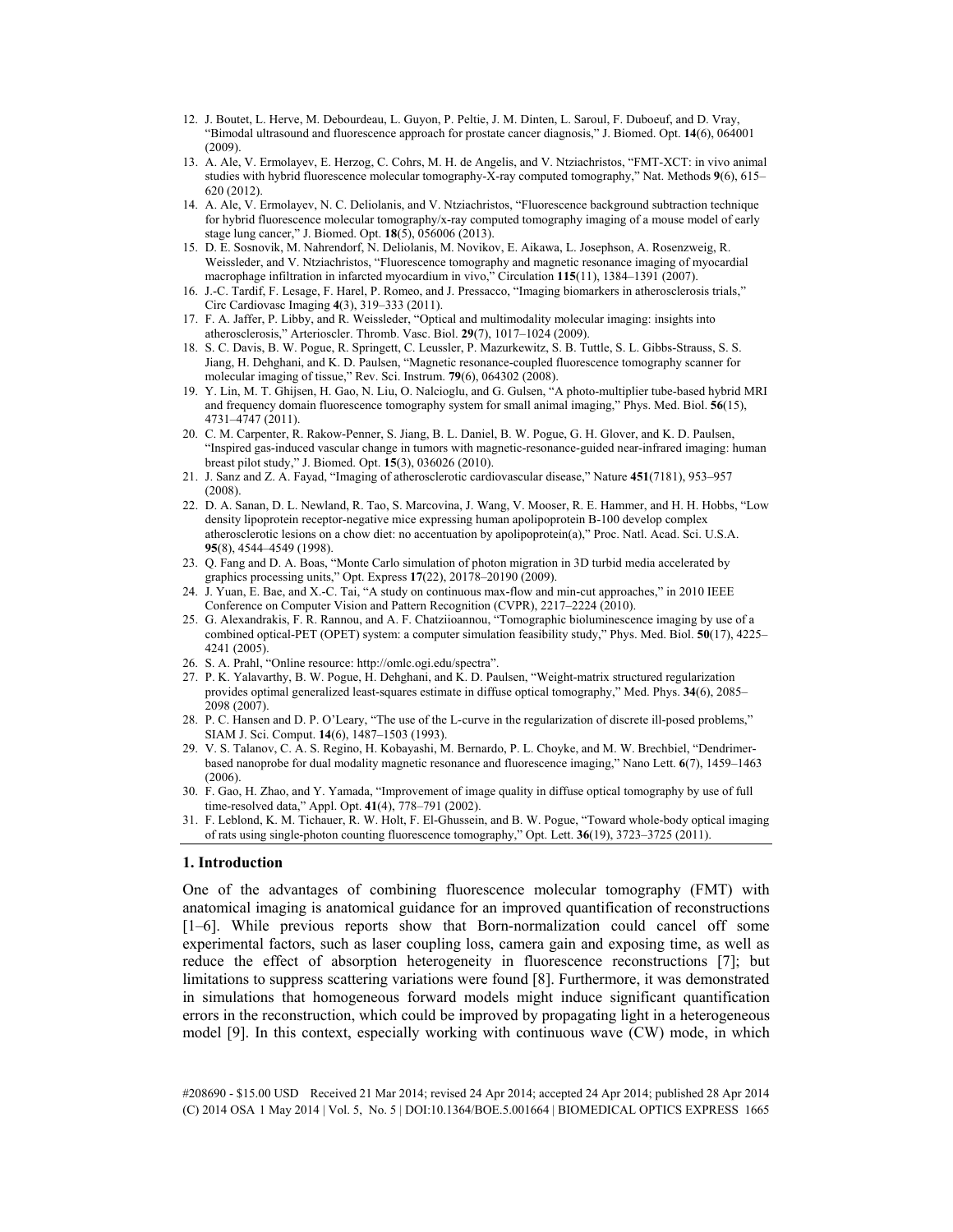12. J. Boutet, L. Herve, M. Debourdeau, L. Guyon, P. Peltie, J. M. Dinten, L. Saroul, F. Duboeuf, and D. Vray, "Bimodal ultrasound and fluorescence approach for prostate cancer diagnosis," J. Biomed. Opt. **14**(6), 064001 (2009).
13. A. Ale, V. Ermolayev, E. Herzog, C. Cohrs, M. H. de Angelis, and V. Ntziachristos, "FMT-XCT: in vivo animal studies with hybrid fluorescence molecular tomography-X-ray computed tomography," Nat. Methods **9**(6), 615–620 (2012).
14. A. Ale, V. Ermolayev, N. C. Deliolanis, and V. Ntziachristos, "Fluorescence background subtraction technique for hybrid fluorescence molecular tomography/x-ray computed tomography imaging of a mouse model of early stage lung cancer," J. Biomed. Opt. **18**(5), 056006 (2013).
15. D. E. Sosnovik, M. Nahrendorf, N. Deliolanis, M. Novikov, E. Aikawa, L. Josephson, A. Rosenzweig, R. Weissleder, and V. Ntziachristos, "Fluorescence tomography and magnetic resonance imaging of myocardial macrophage infiltration in infarcted myocardium in vivo," Circulation **115**(11), 1384–1391 (2007).
16. J.-C. Tardif, F. Lesage, F. Harel, P. Romeo, and J. Pressacco, "Imaging biomarkers in atherosclerosis trials," Circ Cardiovasc Imaging **4**(3), 319–333 (2011).
17. F. A. Jaffer, P. Libby, and R. Weissleder, "Optical and multimodality molecular imaging: insights into atherosclerosis," Arterioscler. Thromb. Vasc. Biol. **29**(7), 1017–1024 (2009).
18. S. C. Davis, B. W. Pogue, R. Springett, C. Leussler, P. Mazurkewitz, S. B. Tuttle, S. L. Gibbs-Strauss, S. S. Jiang, H. Dehghani, and K. D. Paulsen, "Magnetic resonance-coupled fluorescence tomography scanner for molecular imaging of tissue," Rev. Sci. Instrum. **79**(6), 064302 (2008).
19. Y. Lin, M. T. Ghijsen, H. Gao, N. Liu, O. Nalcioglu, and G. Gulsen, "A photo-multiplier tube-based hybrid MRI and frequency domain fluorescence tomography system for small animal imaging," Phys. Med. Biol. **56**(15), 4731–4747 (2011).
20. C. M. Carpenter, R. Rakow-Penner, S. Jiang, B. L. Daniel, B. W. Pogue, G. H. Glover, and K. D. Paulsen, "Inspired gas-induced vascular change in tumors with magnetic-resonance-guided near-infrared imaging: human breast pilot study," J. Biomed. Opt. **15**(3), 036026 (2010).
21. J. Sanz and Z. A. Fayad, "Imaging of atherosclerotic cardiovascular disease," Nature **451**(7181), 953–957 (2008).
22. D. A. Sanan, D. L. Newland, R. Tao, S. Marcovina, J. Wang, V. Mooser, R. E. Hammer, and H. H. Hobbs, "Low density lipoprotein receptor-negative mice expressing human apolipoprotein B-100 develop complex atherosclerotic lesions on a chow diet: no accentuation by apolipoprotein(a)," Proc. Natl. Acad. Sci. U.S.A. **95**(8), 4544–4549 (1998).
23. Q. Fang and D. A. Boas, "Monte Carlo simulation of photon migration in 3D turbid media accelerated by graphics processing units," Opt. Express **17**(22), 20178–20190 (2009).
24. J. Yuan, E. Bae, and X.-C. Tai, "A study on continuous max-flow and min-cut approaches," in 2010 IEEE Conference on Computer Vision and Pattern Recognition (CVPR), 2217–2224 (2010).
25. G. Alexandrakis, F. R. Rannou, and A. F. Chatziioannou, "Tomographic bioluminescence imaging by use of a combined optical-PET (OPET) system: a computer simulation feasibility study," Phys. Med. Biol. **50**(17), 4225–4241 (2005).
26. S. A. Prahl, "Online resource: http://omlc.ogi.edu/spectra".
27. P. K. Yalavarthy, B. W. Pogue, H. Dehghani, and K. D. Paulsen, "Weight-matrix structured regularization provides optimal generalized least-squares estimate in diffuse optical tomography," Med. Phys. **34**(6), 2085–2098 (2007).
28. P. C. Hansen and D. P. O'Leary, "The use of the L-curve in the regularization of discrete ill-posed problems," SIAM J. Sci. Comput. **14**(6), 1487–1503 (1993).
29. V. S. Talanov, C. A. S. Regino, H. Kobayashi, M. Bernardo, P. L. Choyke, and M. W. Brechbiel, "Dendrimer-based nanoprobe for dual modality magnetic resonance and fluorescence imaging," Nano Lett. **6**(7), 1459–1463 (2006).
30. F. Gao, H. Zhao, and Y. Yamada, "Improvement of image quality in diffuse optical tomography by use of full time-resolved data," Appl. Opt. **41**(4), 778–791 (2002).
31. F. Leblond, K. M. Tichauer, R. W. Holt, F. El-Ghussein, and B. W. Pogue, "Toward whole-body optical imaging of rats using single-photon counting fluorescence tomography," Opt. Lett. **36**(19), 3723–3725 (2011).

## 1. Introduction

One of the advantages of combining fluorescence molecular tomography (FMT) with anatomical imaging is anatomical guidance for an improved quantification of reconstructions [1–6]. While previous reports show that Born-normalization could cancel off some experimental factors, such as laser coupling loss, camera gain and exposing time, as well as reduce the effect of absorption heterogeneity in fluorescence reconstructions [7]; but limitations to suppress scattering variations were found [8]. Furthermore, it was demonstrated in simulations that homogeneous forward models might induce significant quantification errors in the reconstruction, which could be improved by propagating light in a heterogeneous model [9]. In this context, especially working with continuous wave (CW) mode, in which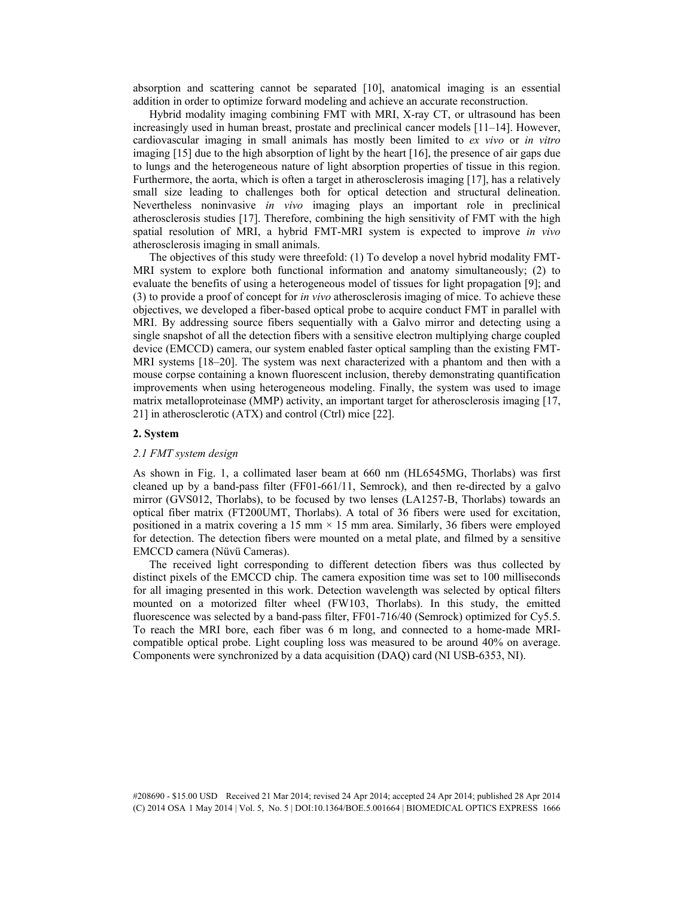absorption and scattering cannot be separated [10], anatomical imaging is an essential addition in order to optimize forward modeling and achieve an accurate reconstruction.

Hybrid modality imaging combining FMT with MRI, X-ray CT, or ultrasound has been increasingly used in human breast, prostate and preclinical cancer models [11–14]. However, cardiovascular imaging in small animals has mostly been limited to *ex vivo* or *in vitro* imaging [15] due to the high absorption of light by the heart [16], the presence of air gaps due to lungs and the heterogeneous nature of light absorption properties of tissue in this region. Furthermore, the aorta, which is often a target in atherosclerosis imaging [17], has a relatively small size leading to challenges both for optical detection and structural delineation. Nevertheless noninvasive *in vivo* imaging plays an important role in preclinical atherosclerosis studies [17]. Therefore, combining the high sensitivity of FMT with the high spatial resolution of MRI, a hybrid FMT-MRI system is expected to improve *in vivo* atherosclerosis imaging in small animals.

The objectives of this study were threefold: (1) To develop a novel hybrid modality FMT-MRI system to explore both functional information and anatomy simultaneously; (2) to evaluate the benefits of using a heterogeneous model of tissues for light propagation [9]; and (3) to provide a proof of concept for *in vivo* atherosclerosis imaging of mice. To achieve these objectives, we developed a fiber-based optical probe to acquire conduct FMT in parallel with MRI. By addressing source fibers sequentially with a Galvo mirror and detecting using a single snapshot of all the detection fibers with a sensitive electron multiplying charge coupled device (EMCCD) camera, our system enabled faster optical sampling than the existing FMT-MRI systems [18–20]. The system was next characterized with a phantom and then with a mouse corpse containing a known fluorescent inclusion, thereby demonstrating quantification improvements when using heterogeneous modeling. Finally, the system was used to image matrix metalloproteinase (MMP) activity, an important target for atherosclerosis imaging [17, 21] in atherosclerotic (ATX) and control (Ctrl) mice [22].

## 2. System

### *2.1 FMT system design*

As shown in Fig. 1, a collimated laser beam at 660 nm (HL6545MG, Thorlabs) was first cleaned up by a band-pass filter (FF01-661/11, Semrock), and then re-directed by a galvo mirror (GVS012, Thorlabs), to be focused by two lenses (LA1257-B, Thorlabs) towards an optical fiber matrix (FT200UMT, Thorlabs). A total of 36 fibers were used for excitation, positioned in a matrix covering a 15 mm × 15 mm area. Similarly, 36 fibers were employed for detection. The detection fibers were mounted on a metal plate, and filmed by a sensitive EMCCD camera (Nüvü Cameras).

The received light corresponding to different detection fibers was thus collected by distinct pixels of the EMCCD chip. The camera exposition time was set to 100 milliseconds for all imaging presented in this work. Detection wavelength was selected by optical filters mounted on a motorized filter wheel (FW103, Thorlabs). In this study, the emitted fluorescence was selected by a band-pass filter, FF01-716/40 (Semrock) optimized for Cy5.5. To reach the MRI bore, each fiber was 6 m long, and connected to a home-made MRI-compatible optical probe. Light coupling loss was measured to be around 40% on average. Components were synchronized by a data acquisition (DAQ) card (NI USB-6353, NI).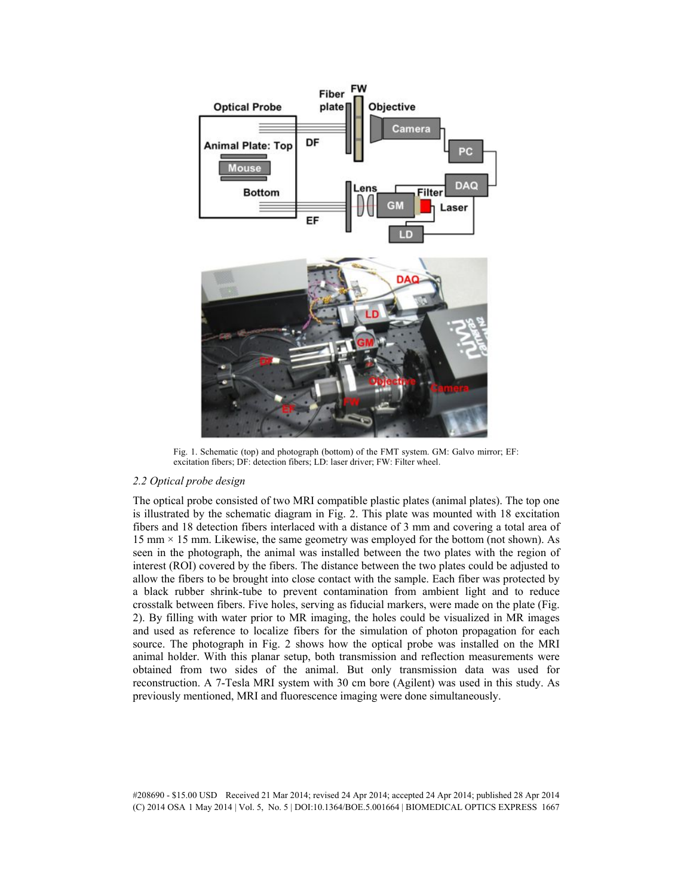Fig. 1. Schematic (top) and photograph (bottom) of the FMT system. GM: Galvo mirror; EF: excitation fibers; DF: detection fibers; LD: laser driver; FW: Filter wheel.

### *2.2 Optical probe design*

The optical probe consisted of two MRI compatible plastic plates (animal plates). The top one is illustrated by the schematic diagram in Fig. 2. This plate was mounted with 18 excitation fibers and 18 detection fibers interlaced with a distance of 3 mm and covering a total area of 15 mm × 15 mm. Likewise, the same geometry was employed for the bottom (not shown). As seen in the photograph, the animal was installed between the two plates with the region of interest (ROI) covered by the fibers. The distance between the two plates could be adjusted to allow the fibers to be brought into close contact with the sample. Each fiber was protected by a black rubber shrink-tube to prevent contamination from ambient light and to reduce crosstalk between fibers. Five holes, serving as fiducial markers, were made on the plate (Fig. 2). By filling with water prior to MR imaging, the holes could be visualized in MR images and used as reference to localize fibers for the simulation of photon propagation for each source. The photograph in Fig. 2 shows how the optical probe was installed on the MRI animal holder. With this planar setup, both transmission and reflection measurements were obtained from two sides of the animal. But only transmission data was used for reconstruction. A 7-Tesla MRI system with 30 cm bore (Agilent) was used in this study. As previously mentioned, MRI and fluorescence imaging were done simultaneously.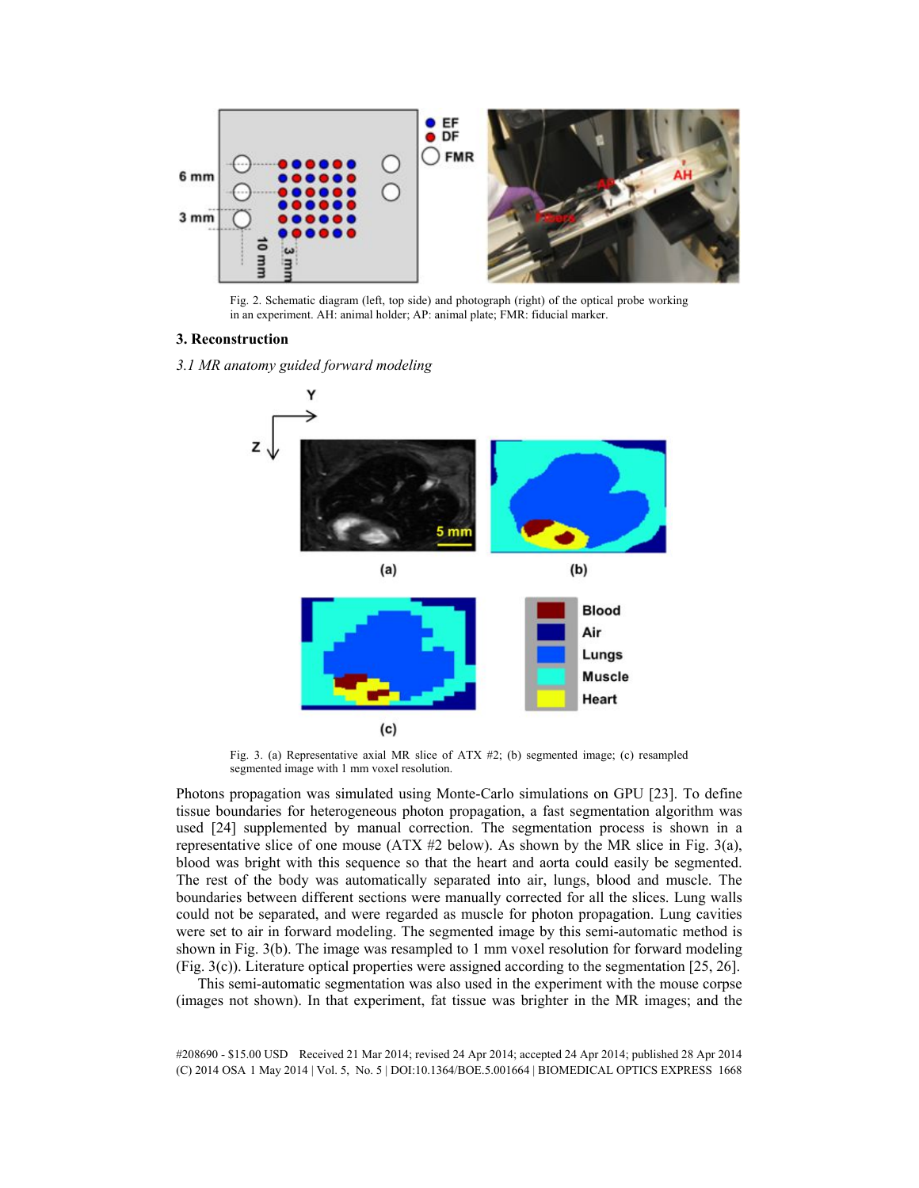Fig. 2. Schematic diagram (left, top side) and photograph (right) of the optical probe working in an experiment. AH: animal holder; AP: animal plate; FMR: fiducial marker.

## 3. Reconstruction

### *3.1 MR anatomy guided forward modeling*

Fig. 3. (a) Representative axial MR slice of ATX #2; (b) segmented image; (c) resampled segmented image with 1 mm voxel resolution.

Photons propagation was simulated using Monte-Carlo simulations on GPU [23]. To define tissue boundaries for heterogeneous photon propagation, a fast segmentation algorithm was used [24] supplemented by manual correction. The segmentation process is shown in a representative slice of one mouse (ATX #2 below). As shown by the MR slice in Fig. 3(a), blood was bright with this sequence so that the heart and aorta could easily be segmented. The rest of the body was automatically separated into air, lungs, blood and muscle. The boundaries between different sections were manually corrected for all the slices. Lung walls could not be separated, and were regarded as muscle for photon propagation. Lung cavities were set to air in forward modeling. The segmented image by this semi-automatic method is shown in Fig. 3(b). The image was resampled to 1 mm voxel resolution for forward modeling (Fig. 3(c)). Literature optical properties were assigned according to the segmentation [25, 26].

This semi-automatic segmentation was also used in the experiment with the mouse corpse (images not shown). In that experiment, fat tissue was brighter in the MR images; and the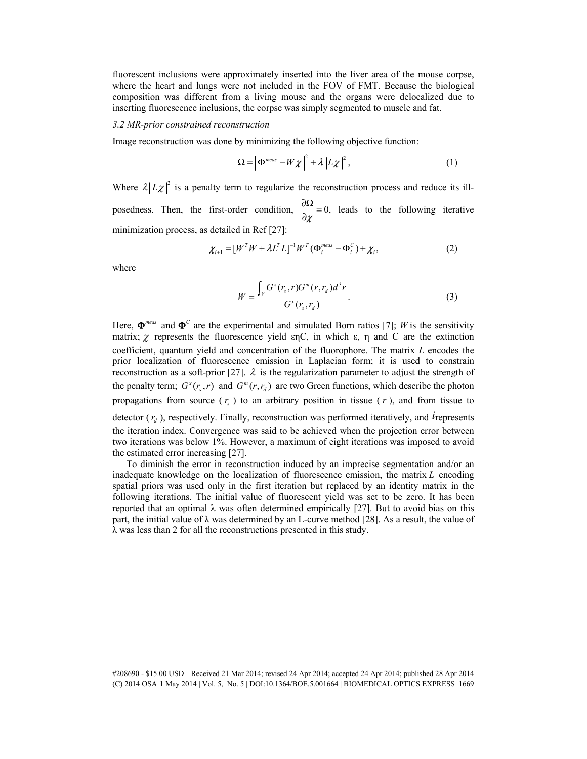fluorescent inclusions were approximately inserted into the liver area of the mouse corpse, where the heart and lungs were not included in the FOV of FMT. Because the biological composition was different from a living mouse and the organs were delocalized due to inserting fluorescence inclusions, the corpse was simply segmented to muscle and fat.

### *3.2 MR-prior constrained reconstruction*

Image reconstruction was done by minimizing the following objective function:

$$\Omega = \left\| \Phi^{meas} - W\chi \right\|^2 + \lambda \left\| L\chi \right\|^2, \tag{1}$$

Where $\lambda \left\| L\chi \right\|^2$ is a penalty term to regularize the reconstruction process and reduce its ill-posedness. Then, the first-order condition, $\frac{\partial \Omega}{\partial \chi} = 0$, leads to the following iterative minimization process, as detailed in Ref [27]:

$$\chi_{i+1} = [W^T W + \lambda L^T L]^{-1} W^T (\Phi_i^{meas} - \Phi_i^C) + \chi_i, \tag{2}$$

where

$$W = \frac{\int_V G^x(r_s, r) G^m(r, r_d) d^3 r}{G^x(r_s, r_d)}. \tag{3}$$

Here, $\mathbf{\Phi}^{meas}$ and $\mathbf{\Phi}^C$ are the experimental and simulated Born ratios [7]; $W$ is the sensitivity matrix; $\chi$ represents the fluorescence yield εηC, in which ε, η and C are the extinction coefficient, quantum yield and concentration of the fluorophore. The matrix $L$ encodes the prior localization of fluorescence emission in Laplacian form; it is used to constrain reconstruction as a soft-prior [27]. $\lambda$ is the regularization parameter to adjust the strength of the penalty term; $G^x(r_s, r)$ and $G^m(r, r_d)$ are two Green functions, which describe the photon propagations from source ($r_s$) to an arbitrary position in tissue ($r$), and from tissue to detector ($r_d$), respectively. Finally, reconstruction was performed iteratively, and $i$ represents the iteration index. Convergence was said to be achieved when the projection error between two iterations was below 1%. However, a maximum of eight iterations was imposed to avoid the estimated error increasing [27].

To diminish the error in reconstruction induced by an imprecise segmentation and/or an inadequate knowledge on the localization of fluorescence emission, the matrix $L$ encoding spatial priors was used only in the first iteration but replaced by an identity matrix in the following iterations. The initial value of fluorescent yield was set to be zero. It has been reported that an optimal λ was often determined empirically [27]. But to avoid bias on this part, the initial value of λ was determined by an L-curve method [28]. As a result, the value of λ was less than 2 for all the reconstructions presented in this study.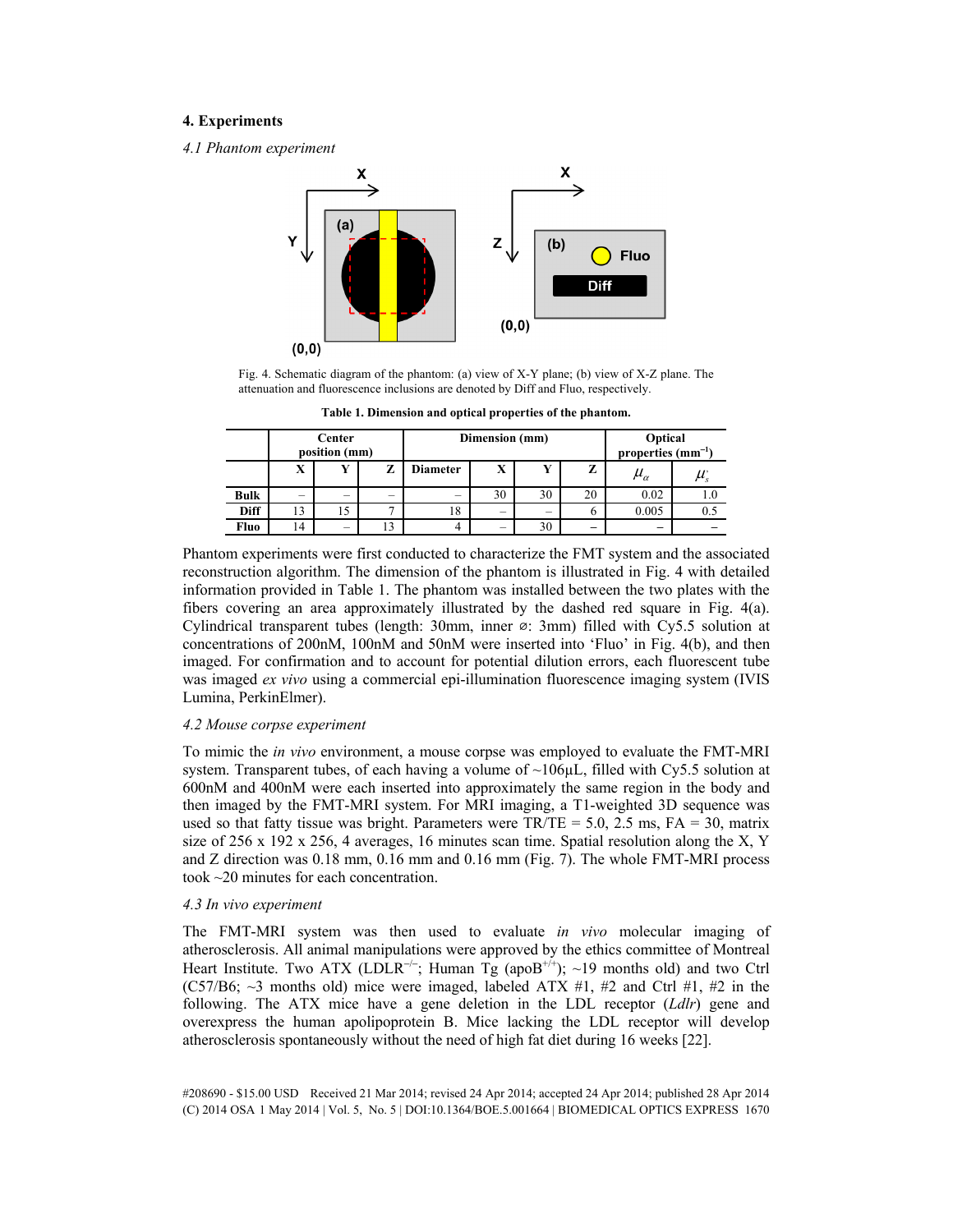## 4. Experiments

### *4.1 Phantom experiment*

Fig. 4. Schematic diagram of the phantom: (a) view of X-Y plane; (b) view of X-Z plane. The attenuation and fluorescence inclusions are denoted by Diff and Fluo, respectively.

**Table 1. Dimension and optical properties of the phantom.**

| | Center position (mm) | | | Dimension (mm) | | | | Optical properties (mm$^{-1}$) | |
|---|---|---|---|---|---|---|---|---|---|
| | X | Y | Z | Diameter | X | Y | Z | $\mu_a$ | $\mu_s'$ |
| **Bulk** | – | – | – | – | 30 | 30 | 20 | 0.02 | 1.0 |
| **Diff** | 13 | 15 | 7 | 18 | – | – | 6 | 0.005 | 0.5 |
| **Fluo** | 14 | – | 13 | 4 | – | 30 | – | – | – |

Phantom experiments were first conducted to characterize the FMT system and the associated reconstruction algorithm. The dimension of the phantom is illustrated in Fig. 4 with detailed information provided in Table 1. The phantom was installed between the two plates with the fibers covering an area approximately illustrated by the dashed red square in Fig. 4(a). Cylindrical transparent tubes (length: 30mm, inner ⌀: 3mm) filled with Cy5.5 solution at concentrations of 200nM, 100nM and 50nM were inserted into 'Fluo' in Fig. 4(b), and then imaged. For confirmation and to account for potential dilution errors, each fluorescent tube was imaged *ex vivo* using a commercial epi-illumination fluorescence imaging system (IVIS Lumina, PerkinElmer).

### *4.2 Mouse corpse experiment*

To mimic the *in vivo* environment, a mouse corpse was employed to evaluate the FMT-MRI system. Transparent tubes, of each having a volume of ~106μL, filled with Cy5.5 solution at 600nM and 400nM were each inserted into approximately the same region in the body and then imaged by the FMT-MRI system. For MRI imaging, a T1-weighted 3D sequence was used so that fatty tissue was bright. Parameters were TR/TE = 5.0, 2.5 ms, FA = 30, matrix size of 256 x 192 x 256, 4 averages, 16 minutes scan time. Spatial resolution along the X, Y and Z direction was 0.18 mm, 0.16 mm and 0.16 mm (Fig. 7). The whole FMT-MRI process took ~20 minutes for each concentration.

### *4.3 In vivo experiment*

The FMT-MRI system was then used to evaluate *in vivo* molecular imaging of atherosclerosis. All animal manipulations were approved by the ethics committee of Montreal Heart Institute. Two ATX (LDLR$^{-/-}$; Human Tg (apoB$^{+/+}$); ~19 months old) and two Ctrl (C57/B6; ~3 months old) mice were imaged, labeled ATX #1, #2 and Ctrl #1, #2 in the following. The ATX mice have a gene deletion in the LDL receptor (*Ldlr*) gene and overexpress the human apolipoprotein B. Mice lacking the LDL receptor will develop atherosclerosis spontaneously without the need of high fat diet during 16 weeks [22].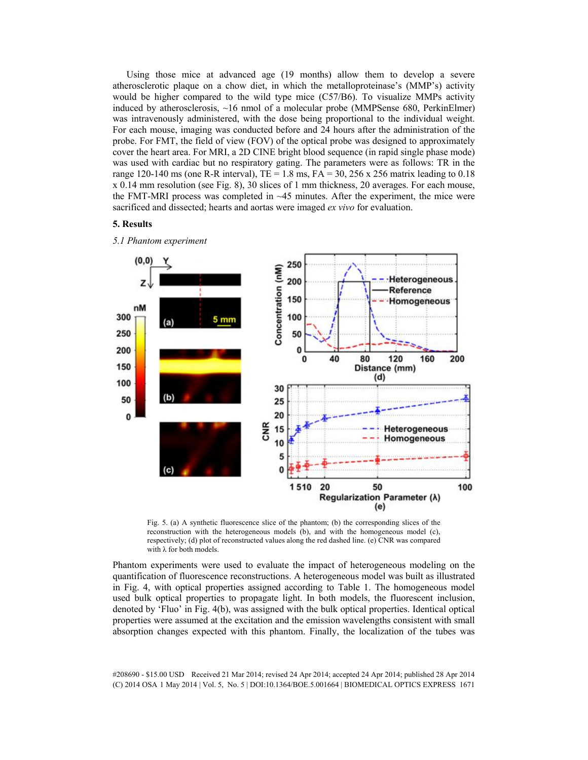Using those mice at advanced age (19 months) allow them to develop a severe atherosclerotic plaque on a chow diet, in which the metalloproteinase's (MMP's) activity would be higher compared to the wild type mice (C57/B6). To visualize MMPs activity induced by atherosclerosis, ~16 nmol of a molecular probe (MMPSense 680, PerkinElmer) was intravenously administered, with the dose being proportional to the individual weight. For each mouse, imaging was conducted before and 24 hours after the administration of the probe. For FMT, the field of view (FOV) of the optical probe was designed to approximately cover the heart area. For MRI, a 2D CINE bright blood sequence (in rapid single phase mode) was used with cardiac but no respiratory gating. The parameters were as follows: TR in the range 120-140 ms (one R-R interval), TE = 1.8 ms, FA = 30, 256 x 256 matrix leading to 0.18 x 0.14 mm resolution (see Fig. 8), 30 slices of 1 mm thickness, 20 averages. For each mouse, the FMT-MRI process was completed in ~45 minutes. After the experiment, the mice were sacrificed and dissected; hearts and aortas were imaged *ex vivo* for evaluation.

## 5. Results

### *5.1 Phantom experiment*

Fig. 5. (a) A synthetic fluorescence slice of the phantom; (b) the corresponding slices of the reconstruction with the heterogeneous models (b), and with the homogeneous model (c), respectively; (d) plot of reconstructed values along the red dashed line. (e) CNR was compared with λ for both models.

Phantom experiments were used to evaluate the impact of heterogeneous modeling on the quantification of fluorescence reconstructions. A heterogeneous model was built as illustrated in Fig. 4, with optical properties assigned according to Table 1. The homogeneous model used bulk optical properties to propagate light. In both models, the fluorescent inclusion, denoted by 'Fluo' in Fig. 4(b), was assigned with the bulk optical properties. Identical optical properties were assumed at the excitation and the emission wavelengths consistent with small absorption changes expected with this phantom. Finally, the localization of the tubes was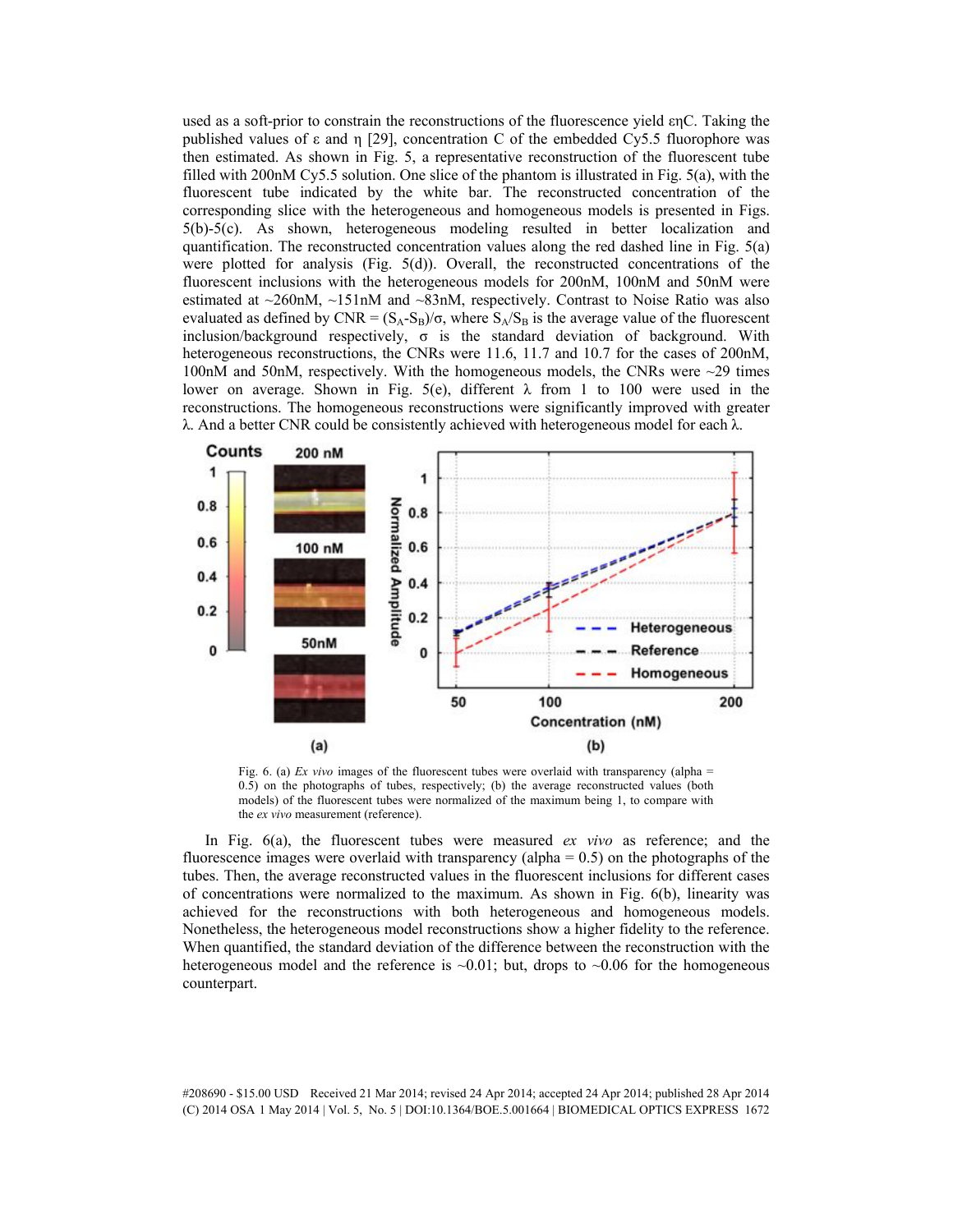used as a soft-prior to constrain the reconstructions of the fluorescence yield εηC. Taking the published values of ε and η [29], concentration C of the embedded Cy5.5 fluorophore was then estimated. As shown in Fig. 5, a representative reconstruction of the fluorescent tube filled with 200nM Cy5.5 solution. One slice of the phantom is illustrated in Fig. 5(a), with the fluorescent tube indicated by the white bar. The reconstructed concentration of the corresponding slice with the heterogeneous and homogeneous models is presented in Figs. 5(b)-5(c). As shown, heterogeneous modeling resulted in better localization and quantification. The reconstructed concentration values along the red dashed line in Fig. 5(a) were plotted for analysis (Fig. 5(d)). Overall, the reconstructed concentrations of the fluorescent inclusions with the heterogeneous models for 200nM, 100nM and 50nM were estimated at ~260nM, ~151nM and ~83nM, respectively. Contrast to Noise Ratio was also evaluated as defined by CNR = $(S_A-S_B)/\sigma$, where $S_A/S_B$ is the average value of the fluorescent inclusion/background respectively, σ is the standard deviation of background. With heterogeneous reconstructions, the CNRs were 11.6, 11.7 and 10.7 for the cases of 200nM, 100nM and 50nM, respectively. With the homogeneous models, the CNRs were ~29 times lower on average. Shown in Fig. 5(e), different λ from 1 to 100 were used in the reconstructions. The homogeneous reconstructions were significantly improved with greater λ. And a better CNR could be consistently achieved with heterogeneous model for each λ.

Fig. 6. (a) *Ex vivo* images of the fluorescent tubes were overlaid with transparency (alpha = 0.5) on the photographs of tubes, respectively; (b) the average reconstructed values (both models) of the fluorescent tubes were normalized of the maximum being 1, to compare with the *ex vivo* measurement (reference).

In Fig. 6(a), the fluorescent tubes were measured *ex vivo* as reference; and the fluorescence images were overlaid with transparency (alpha = 0.5) on the photographs of the tubes. Then, the average reconstructed values in the fluorescent inclusions for different cases of concentrations were normalized to the maximum. As shown in Fig. 6(b), linearity was achieved for the reconstructions with both heterogeneous and homogeneous models. Nonetheless, the heterogeneous model reconstructions show a higher fidelity to the reference. When quantified, the standard deviation of the difference between the reconstruction with the heterogeneous model and the reference is ~0.01; but, drops to ~0.06 for the homogeneous counterpart.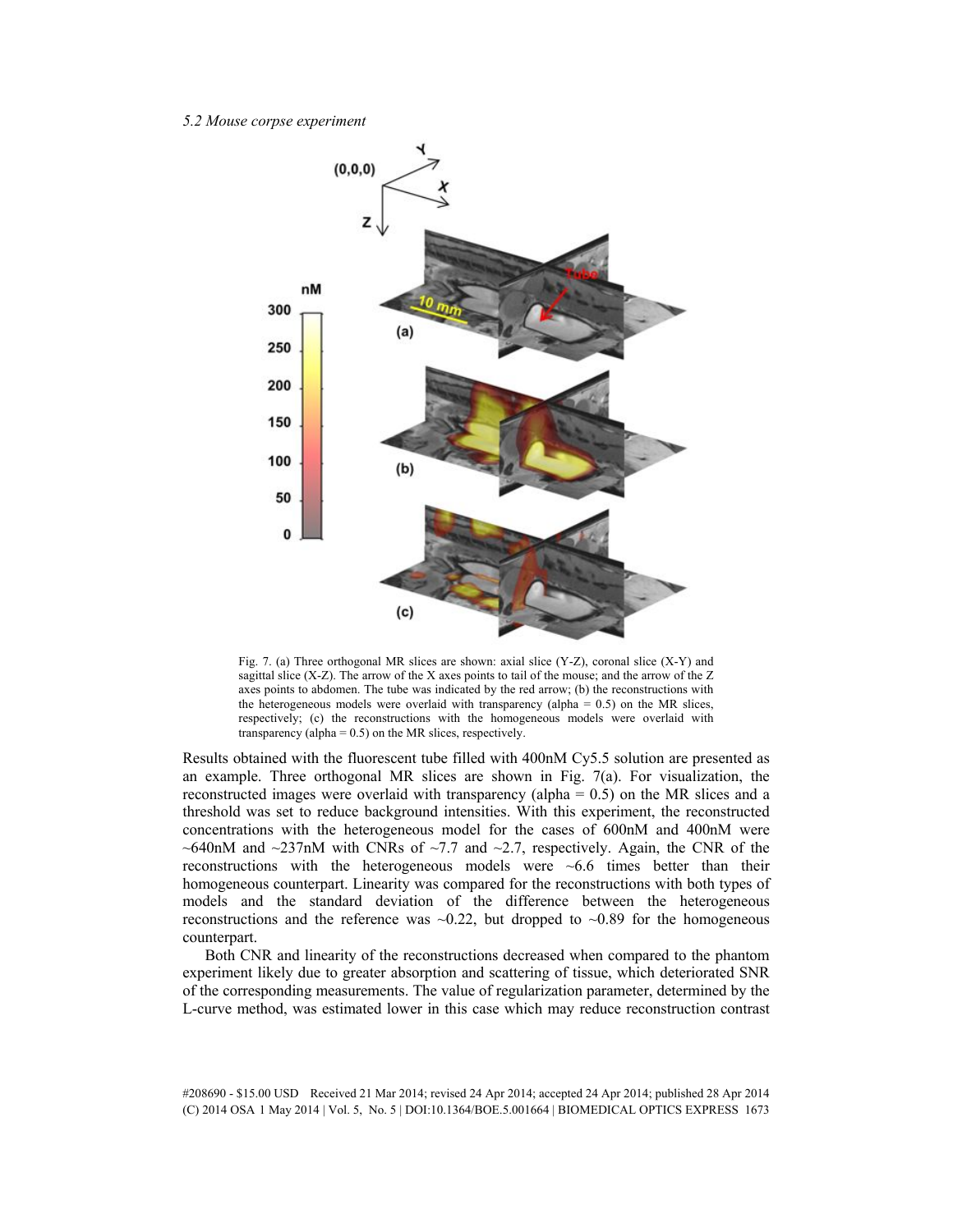*5.2 Mouse corpse experiment*

Fig. 7. (a) Three orthogonal MR slices are shown: axial slice (Y-Z), coronal slice (X-Y) and sagittal slice (X-Z). The arrow of the X axes points to tail of the mouse; and the arrow of the Z axes points to abdomen. The tube was indicated by the red arrow; (b) the reconstructions with the heterogeneous models were overlaid with transparency (alpha = 0.5) on the MR slices, respectively; (c) the reconstructions with the homogeneous models were overlaid with transparency (alpha = 0.5) on the MR slices, respectively.

Results obtained with the fluorescent tube filled with 400nM Cy5.5 solution are presented as an example. Three orthogonal MR slices are shown in Fig. 7(a). For visualization, the reconstructed images were overlaid with transparency (alpha = 0.5) on the MR slices and a threshold was set to reduce background intensities. With this experiment, the reconstructed concentrations with the heterogeneous model for the cases of 600nM and 400nM were ~640nM and ~237nM with CNRs of ~7.7 and ~2.7, respectively. Again, the CNR of the reconstructions with the heterogeneous models were ~6.6 times better than their homogeneous counterpart. Linearity was compared for the reconstructions with both types of models and the standard deviation of the difference between the heterogeneous reconstructions and the reference was ~0.22, but dropped to ~0.89 for the homogeneous counterpart.

Both CNR and linearity of the reconstructions decreased when compared to the phantom experiment likely due to greater absorption and scattering of tissue, which deteriorated SNR of the corresponding measurements. The value of regularization parameter, determined by the L-curve method, was estimated lower in this case which may reduce reconstruction contrast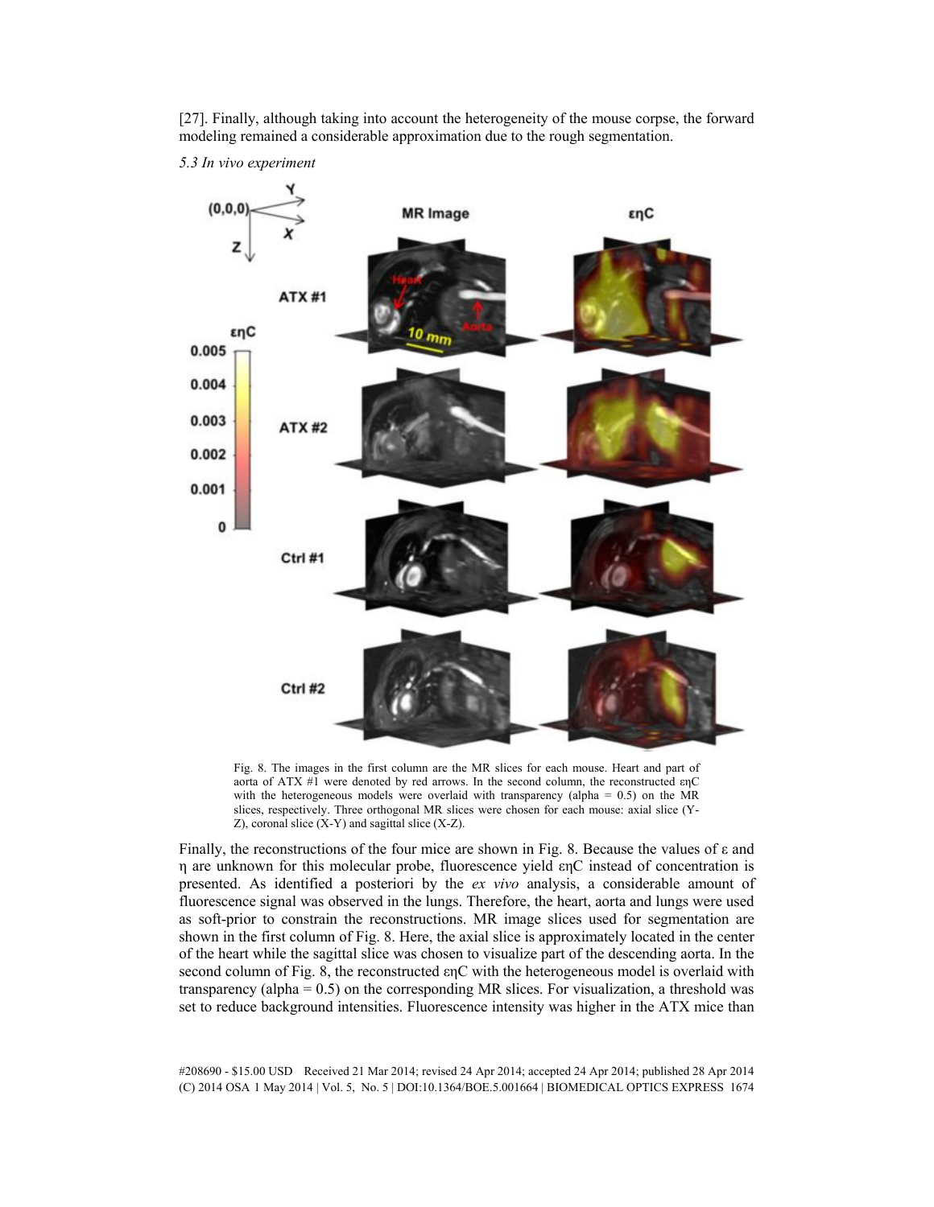[27]. Finally, although taking into account the heterogeneity of the mouse corpse, the forward modeling remained a considerable approximation due to the rough segmentation.

*5.3 In vivo experiment*

Fig. 8. The images in the first column are the MR slices for each mouse. Heart and part of aorta of ATX #1 were denoted by red arrows. In the second column, the reconstructed εηC with the heterogeneous models were overlaid with transparency (alpha = 0.5) on the MR slices, respectively. Three orthogonal MR slices were chosen for each mouse: axial slice (Y-Z), coronal slice (X-Y) and sagittal slice (X-Z).

Finally, the reconstructions of the four mice are shown in Fig. 8. Because the values of ε and η are unknown for this molecular probe, fluorescence yield εηC instead of concentration is presented. As identified a posteriori by the *ex vivo* analysis, a considerable amount of fluorescence signal was observed in the lungs. Therefore, the heart, aorta and lungs were used as soft-prior to constrain the reconstructions. MR image slices used for segmentation are shown in the first column of Fig. 8. Here, the axial slice is approximately located in the center of the heart while the sagittal slice was chosen to visualize part of the descending aorta. In the second column of Fig. 8, the reconstructed εηC with the heterogeneous model is overlaid with transparency (alpha = 0.5) on the corresponding MR slices. For visualization, a threshold was set to reduce background intensities. Fluorescence intensity was higher in the ATX mice than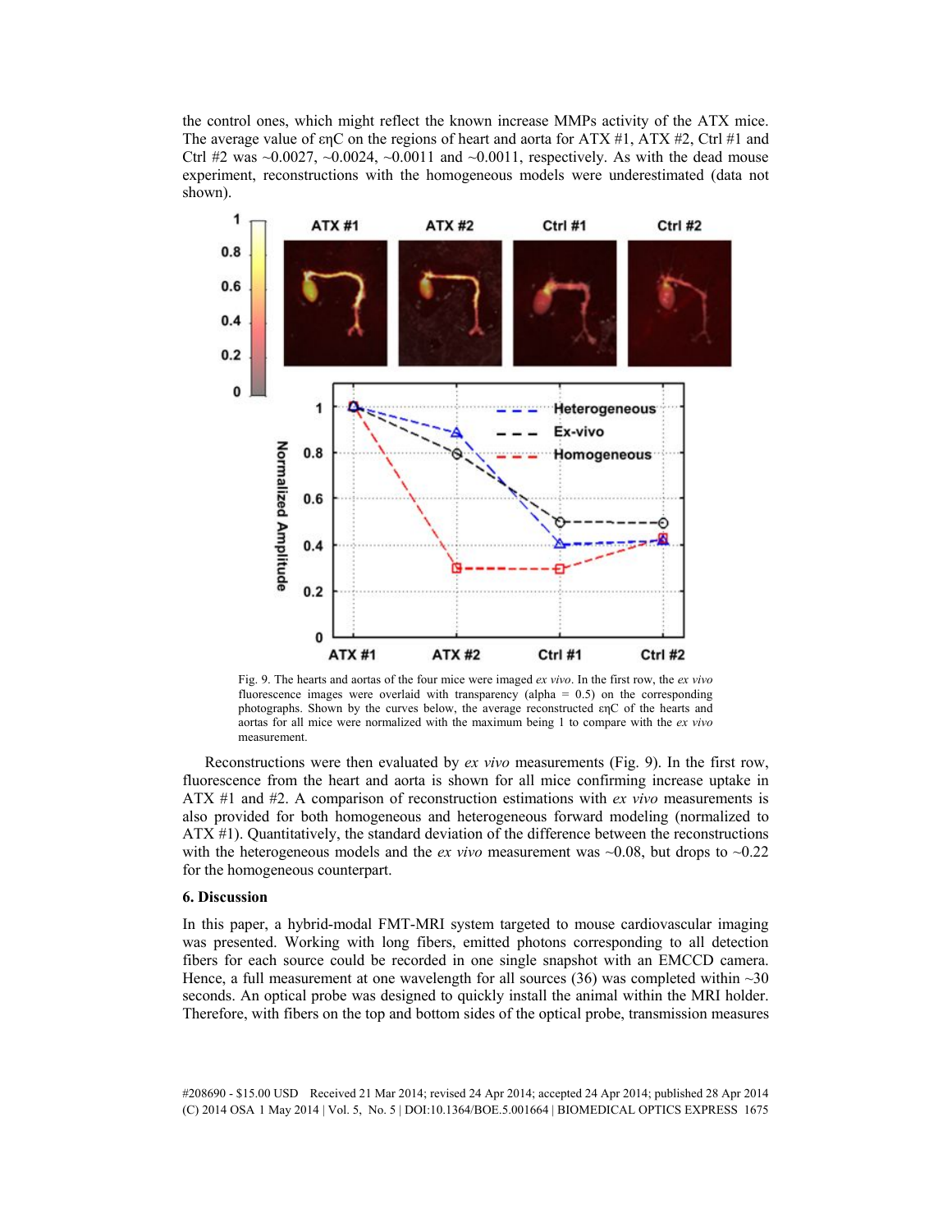the control ones, which might reflect the known increase MMPs activity of the ATX mice. The average value of εηC on the regions of heart and aorta for ATX #1, ATX #2, Ctrl #1 and Ctrl #2 was ~0.0027, ~0.0024, ~0.0011 and ~0.0011, respectively. As with the dead mouse experiment, reconstructions with the homogeneous models were underestimated (data not shown).

Fig. 9. The hearts and aortas of the four mice were imaged *ex vivo*. In the first row, the *ex vivo* fluorescence images were overlaid with transparency (alpha = 0.5) on the corresponding photographs. Shown by the curves below, the average reconstructed εηC of the hearts and aortas for all mice were normalized with the maximum being 1 to compare with the *ex vivo* measurement.

Reconstructions were then evaluated by *ex vivo* measurements (Fig. 9). In the first row, fluorescence from the heart and aorta is shown for all mice confirming increase uptake in ATX #1 and #2. A comparison of reconstruction estimations with *ex vivo* measurements is also provided for both homogeneous and heterogeneous forward modeling (normalized to ATX #1). Quantitatively, the standard deviation of the difference between the reconstructions with the heterogeneous models and the *ex vivo* measurement was ~0.08, but drops to ~0.22 for the homogeneous counterpart.

### 6. Discussion

In this paper, a hybrid-modal FMT-MRI system targeted to mouse cardiovascular imaging was presented. Working with long fibers, emitted photons corresponding to all detection fibers for each source could be recorded in one single snapshot with an EMCCD camera. Hence, a full measurement at one wavelength for all sources (36) was completed within ~30 seconds. An optical probe was designed to quickly install the animal within the MRI holder. Therefore, with fibers on the top and bottom sides of the optical probe, transmission measures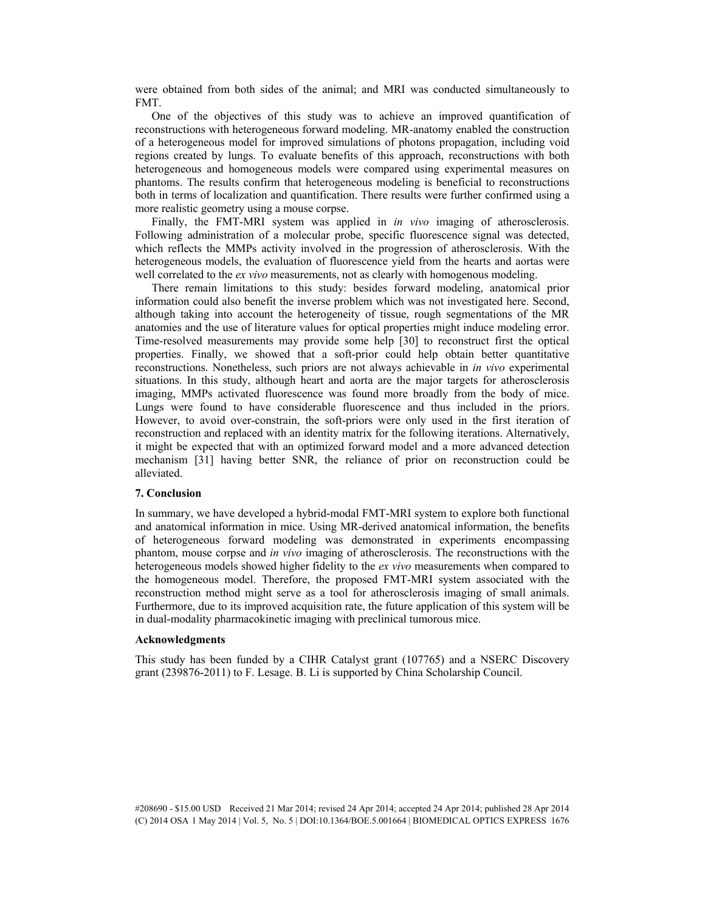were obtained from both sides of the animal; and MRI was conducted simultaneously to FMT.

One of the objectives of this study was to achieve an improved quantification of reconstructions with heterogeneous forward modeling. MR-anatomy enabled the construction of a heterogeneous model for improved simulations of photons propagation, including void regions created by lungs. To evaluate benefits of this approach, reconstructions with both heterogeneous and homogeneous models were compared using experimental measures on phantoms. The results confirm that heterogeneous modeling is beneficial to reconstructions both in terms of localization and quantification. There results were further confirmed using a more realistic geometry using a mouse corpse.

Finally, the FMT-MRI system was applied in *in vivo* imaging of atherosclerosis. Following administration of a molecular probe, specific fluorescence signal was detected, which reflects the MMPs activity involved in the progression of atherosclerosis. With the heterogeneous models, the evaluation of fluorescence yield from the hearts and aortas were well correlated to the *ex vivo* measurements, not as clearly with homogenous modeling.

There remain limitations to this study: besides forward modeling, anatomical prior information could also benefit the inverse problem which was not investigated here. Second, although taking into account the heterogeneity of tissue, rough segmentations of the MR anatomies and the use of literature values for optical properties might induce modeling error. Time-resolved measurements may provide some help [30] to reconstruct first the optical properties. Finally, we showed that a soft-prior could help obtain better quantitative reconstructions. Nonetheless, such priors are not always achievable in *in vivo* experimental situations. In this study, although heart and aorta are the major targets for atherosclerosis imaging, MMPs activated fluorescence was found more broadly from the body of mice. Lungs were found to have considerable fluorescence and thus included in the priors. However, to avoid over-constrain, the soft-priors were only used in the first iteration of reconstruction and replaced with an identity matrix for the following iterations. Alternatively, it might be expected that with an optimized forward model and a more advanced detection mechanism [31] having better SNR, the reliance of prior on reconstruction could be alleviated.

## 7. Conclusion

In summary, we have developed a hybrid-modal FMT-MRI system to explore both functional and anatomical information in mice. Using MR-derived anatomical information, the benefits of heterogeneous forward modeling was demonstrated in experiments encompassing phantom, mouse corpse and *in vivo* imaging of atherosclerosis. The reconstructions with the heterogeneous models showed higher fidelity to the *ex vivo* measurements when compared to the homogeneous model. Therefore, the proposed FMT-MRI system associated with the reconstruction method might serve as a tool for atherosclerosis imaging of small animals. Furthermore, due to its improved acquisition rate, the future application of this system will be in dual-modality pharmacokinetic imaging with preclinical tumorous mice.

## Acknowledgments

This study has been funded by a CIHR Catalyst grant (107765) and a NSERC Discovery grant (239876-2011) to F. Lesage. B. Li is supported by China Scholarship Council.